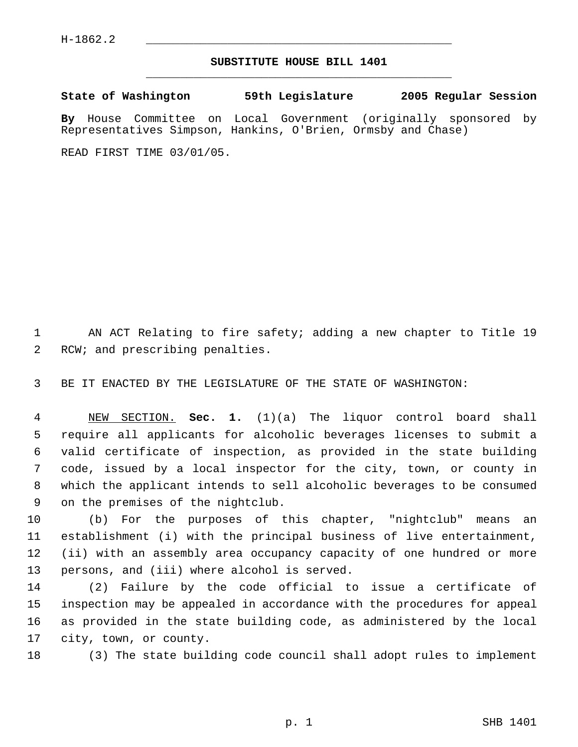H-1862.2

# SUBSTITUTE HOUSE BILL 1401

**State of Washington 59th Legislature 2005 Regular Session**

**By** House Committee on Local Government (originally sponsored by Representatives Simpson, Hankins, O'Brien, Ormsby and Chase)

READ FIRST TIME 03/01/05.

AN ACT Relating to fire safety; adding a new chapter to Title 19 RCW; and prescribing penalties.

BE IT ENACTED BY THE LEGISLATURE OF THE STATE OF WASHINGTON:

NEW SECTION. **Sec. 1.** (1)(a) The liquor control board shall require all applicants for alcoholic beverages licenses to submit a valid certificate of inspection, as provided in the state building code, issued by a local inspector for the city, town, or county in which the applicant intends to sell alcoholic beverages to be consumed on the premises of the nightclub.

(b) For the purposes of this chapter, "nightclub" means an establishment (i) with the principal business of live entertainment, (ii) with an assembly area occupancy capacity of one hundred or more persons, and (iii) where alcohol is served.

(2) Failure by the code official to issue a certificate of inspection may be appealed in accordance with the procedures for appeal as provided in the state building code, as administered by the local city, town, or county.

(3) The state building code council shall adopt rules to implement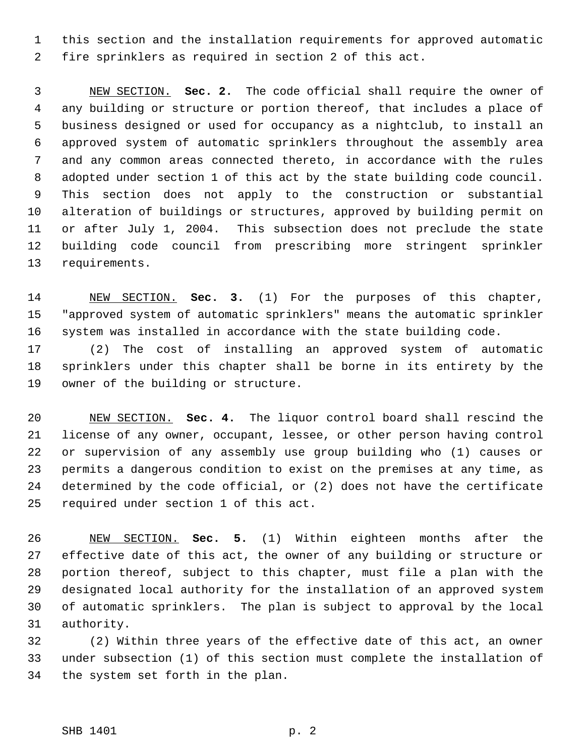this section and the installation requirements for approved automatic fire sprinklers as required in section 2 of this act.

NEW SECTION. **Sec. 2.** The code official shall require the owner of any building or structure or portion thereof, that includes a place of business designed or used for occupancy as a nightclub, to install an approved system of automatic sprinklers throughout the assembly area and any common areas connected thereto, in accordance with the rules adopted under section 1 of this act by the state building code council. This section does not apply to the construction or substantial alteration of buildings or structures, approved by building permit on or after July 1, 2004. This subsection does not preclude the state building code council from prescribing more stringent sprinkler requirements.

NEW SECTION. **Sec. 3.** (1) For the purposes of this chapter, "approved system of automatic sprinklers" means the automatic sprinkler system was installed in accordance with the state building code.

(2) The cost of installing an approved system of automatic sprinklers under this chapter shall be borne in its entirety by the owner of the building or structure.

NEW SECTION. **Sec. 4.** The liquor control board shall rescind the license of any owner, occupant, lessee, or other person having control or supervision of any assembly use group building who (1) causes or permits a dangerous condition to exist on the premises at any time, as determined by the code official, or (2) does not have the certificate required under section 1 of this act.

NEW SECTION. **Sec. 5.** (1) Within eighteen months after the effective date of this act, the owner of any building or structure or portion thereof, subject to this chapter, must file a plan with the designated local authority for the installation of an approved system of automatic sprinklers. The plan is subject to approval by the local authority.

(2) Within three years of the effective date of this act, an owner under subsection (1) of this section must complete the installation of the system set forth in the plan.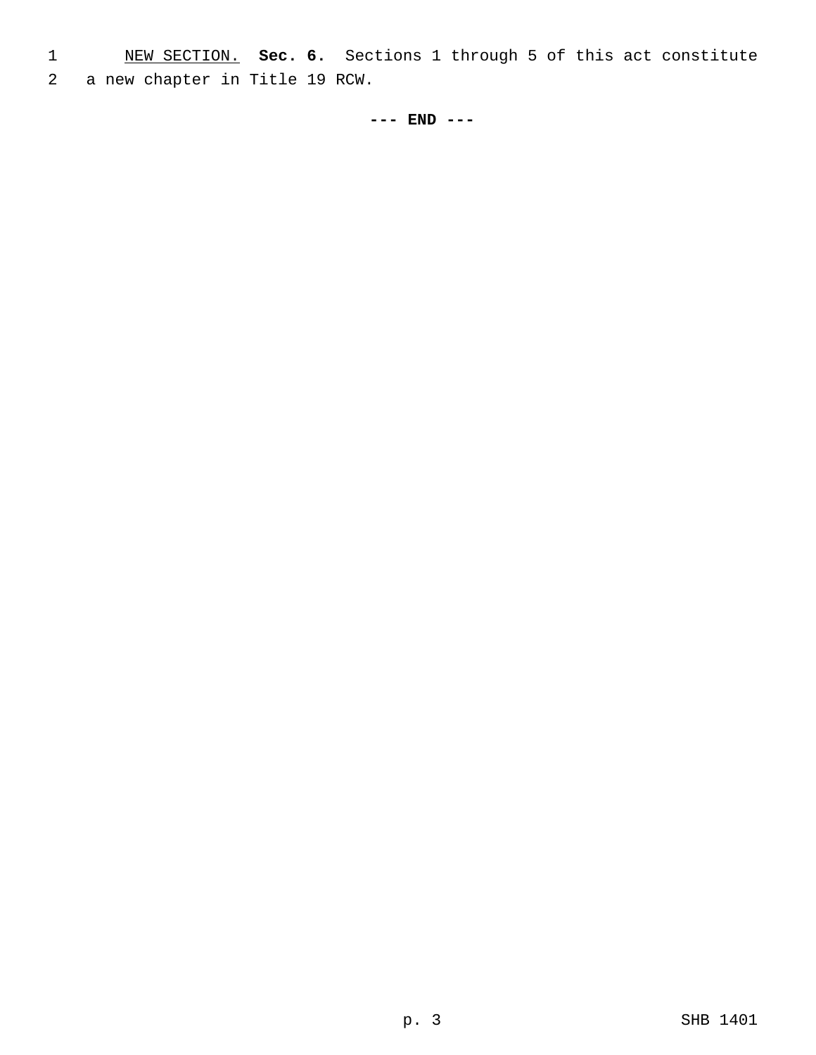NEW SECTION. **Sec. 6.** Sections 1 through 5 of this act constitute a new chapter in Title 19 RCW.

**--- END ---**